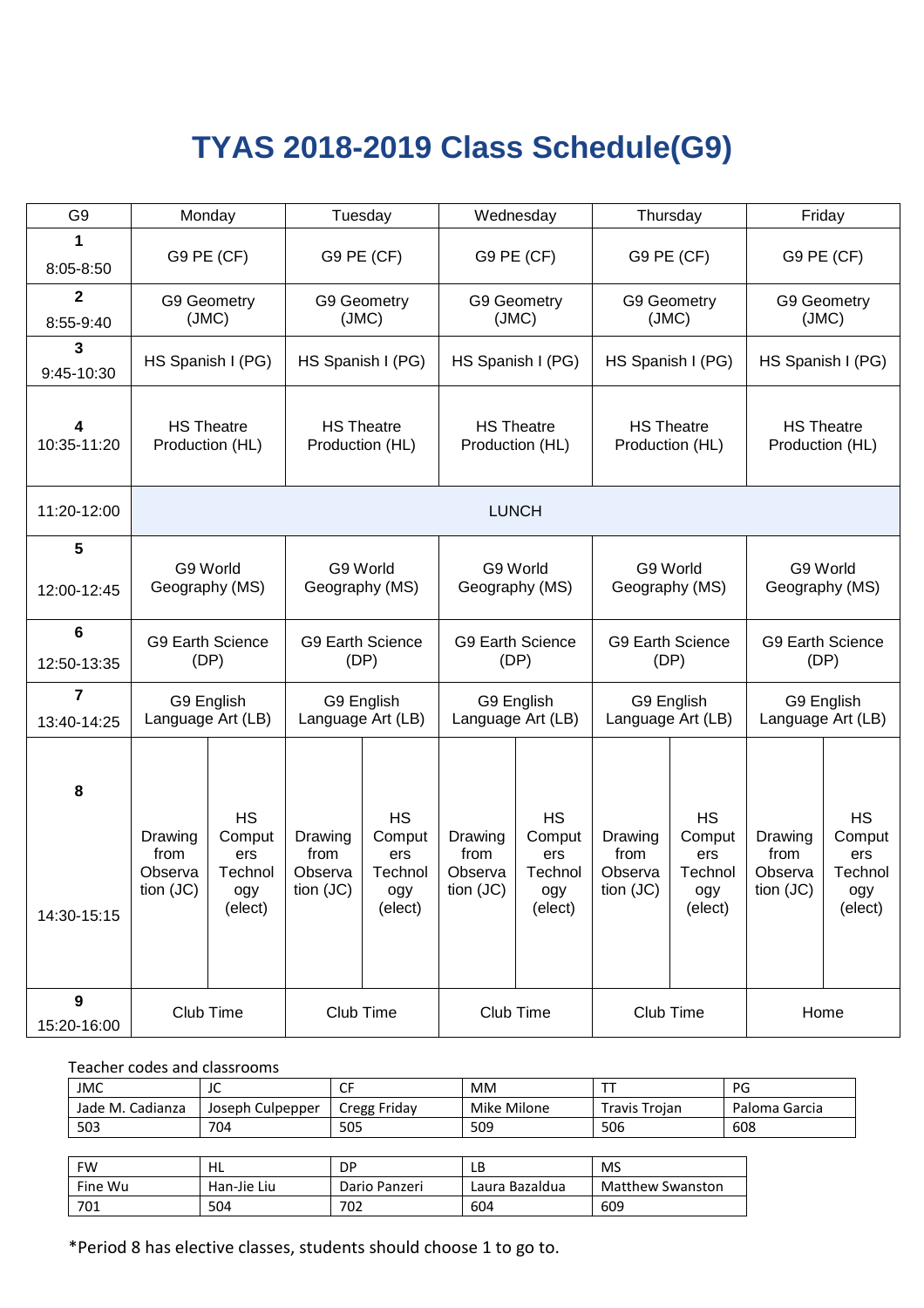# TYAS 2018-2019 Class Schedule(G9)

| G9 | Monday | | Tuesday | | Wednesday | | Thursday | | Friday | |
|---|---|---|---|---|---|---|---|---|---|---|
| 1 8:05-8:50 | G9 PE (CF) | | G9 PE (CF) | | G9 PE (CF) | | G9 PE (CF) | | G9 PE (CF) | |
| 2 8:55-9:40 | G9 Geometry (JMC) | | G9 Geometry (JMC) | | G9 Geometry (JMC) | | G9 Geometry (JMC) | | G9 Geometry (JMC) | |
| 3 9:45-10:30 | HS Spanish I (PG) | | HS Spanish I (PG) | | HS Spanish I (PG) | | HS Spanish I (PG) | | HS Spanish I (PG) | |
| 4 10:35-11:20 | HS Theatre Production (HL) | | HS Theatre Production (HL) | | HS Theatre Production (HL) | | HS Theatre Production (HL) | | HS Theatre Production (HL) | |
| 11:20-12:00 | LUNCH | | | | | | | | | |
| 5 12:00-12:45 | G9 World Geography (MS) | | G9 World Geography (MS) | | G9 World Geography (MS) | | G9 World Geography (MS) | | G9 World Geography (MS) | |
| 6 12:50-13:35 | G9 Earth Science (DP) | | G9 Earth Science (DP) | | G9 Earth Science (DP) | | G9 Earth Science (DP) | | G9 Earth Science (DP) | |
| 7 13:40-14:25 | G9 English Language Art (LB) | | G9 English Language Art (LB) | | G9 English Language Art (LB) | | G9 English Language Art (LB) | | G9 English Language Art (LB) | |
| 8 14:30-15:15 | Drawing from Observation (JC) | HS Computers Technology (elect) | Drawing from Observation (JC) | HS Computers Technology (elect) | Drawing from Observation (JC) | HS Computers Technology (elect) | Drawing from Observation (JC) | HS Computers Technology (elect) | Drawing from Observation (JC) | HS Computers Technology (elect) |
| 9 15:20-16:00 | Club Time | | Club Time | | Club Time | | Club Time | | Home | |

Teacher codes and classrooms

| JMC | JC | CF | MM | TT | PG |
|---|---|---|---|---|---|
| Jade M. Cadianza | Joseph Culpepper | Cregg Friday | Mike Milone | Travis Trojan | Paloma Garcia |
| 503 | 704 | 505 | 509 | 506 | 608 |

| FW | HL | DP | LB | MS |
|---|---|---|---|---|
| Fine Wu | Han-Jie Liu | Dario Panzeri | Laura Bazaldua | Matthew Swanston |
| 701 | 504 | 702 | 604 | 609 |

*Period 8 has elective classes, students should choose 1 to go to.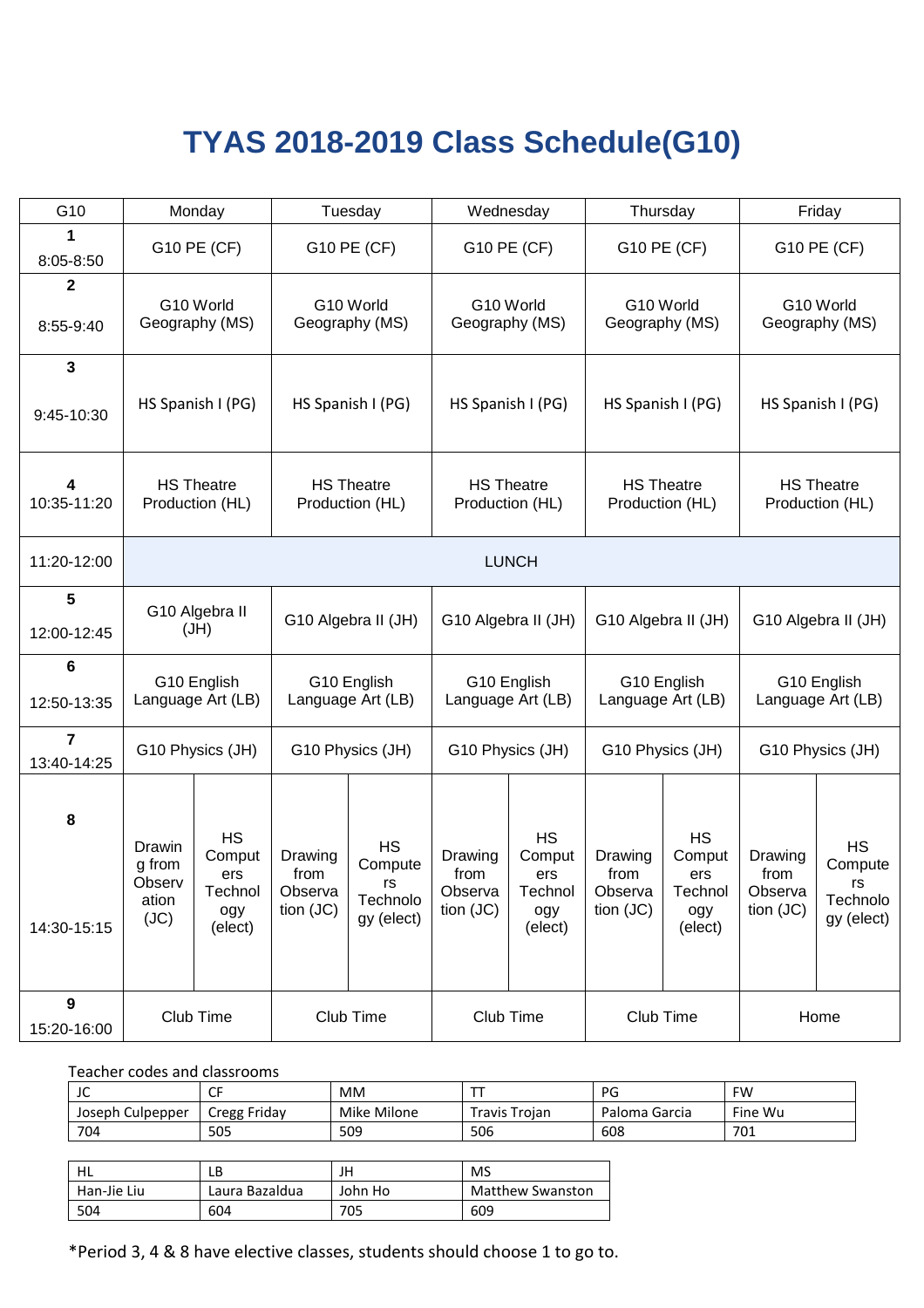# TYAS 2018-2019 Class Schedule(G10)

| G10 | Monday | | Tuesday | | Wednesday | | Thursday | | Friday | |
|---|---|---|---|---|---|---|---|---|---|---|
| **1** 8:05-8:50 | G10 PE (CF) | | G10 PE (CF) | | G10 PE (CF) | | G10 PE (CF) | | G10 PE (CF) | |
| **2** 8:55-9:40 | G10 World Geography (MS) | | G10 World Geography (MS) | | G10 World Geography (MS) | | G10 World Geography (MS) | | G10 World Geography (MS) | |
| **3** 9:45-10:30 | HS Spanish I (PG) | | HS Spanish I (PG) | | HS Spanish I (PG) | | HS Spanish I (PG) | | HS Spanish I (PG) | |
| **4** 10:35-11:20 | HS Theatre Production (HL) | | HS Theatre Production (HL) | | HS Theatre Production (HL) | | HS Theatre Production (HL) | | HS Theatre Production (HL) | |
| 11:20-12:00 | LUNCH | | | | | | | | | |
| **5** 12:00-12:45 | G10 Algebra II (JH) | | G10 Algebra II (JH) | | G10 Algebra II (JH) | | G10 Algebra II (JH) | | G10 Algebra II (JH) | |
| **6** 12:50-13:35 | G10 English Language Art (LB) | | G10 English Language Art (LB) | | G10 English Language Art (LB) | | G10 English Language Art (LB) | | G10 English Language Art (LB) | |
| **7** 13:40-14:25 | G10 Physics (JH) | | G10 Physics (JH) | | G10 Physics (JH) | | G10 Physics (JH) | | G10 Physics (JH) | |
| **8** 14:30-15:15 | Drawing from Observation (JC) | HS Computers Technology (elect) | Drawing from Observation (JC) | HS Computers Technology (elect) | Drawing from Observation (JC) | HS Computers Technology (elect) | Drawing from Observation (JC) | HS Computers Technology (elect) | Drawing from Observation (JC) | HS Computers Technology (elect) |
| **9** 15:20-16:00 | Club Time | | Club Time | | Club Time | | Club Time | | Home | |

Teacher codes and classrooms

| JC | CF | MM | TT | PG | FW |
|---|---|---|---|---|---|
| Joseph Culpepper | Cregg Friday | Mike Milone | Travis Trojan | Paloma Garcia | Fine Wu |
| 704 | 505 | 509 | 506 | 608 | 701 |

| HL | LB | JH | MS |
|---|---|---|---|
| Han-Jie Liu | Laura Bazaldua | John Ho | Matthew Swanston |
| 504 | 604 | 705 | 609 |

*Period 3, 4 & 8 have elective classes, students should choose 1 to go to.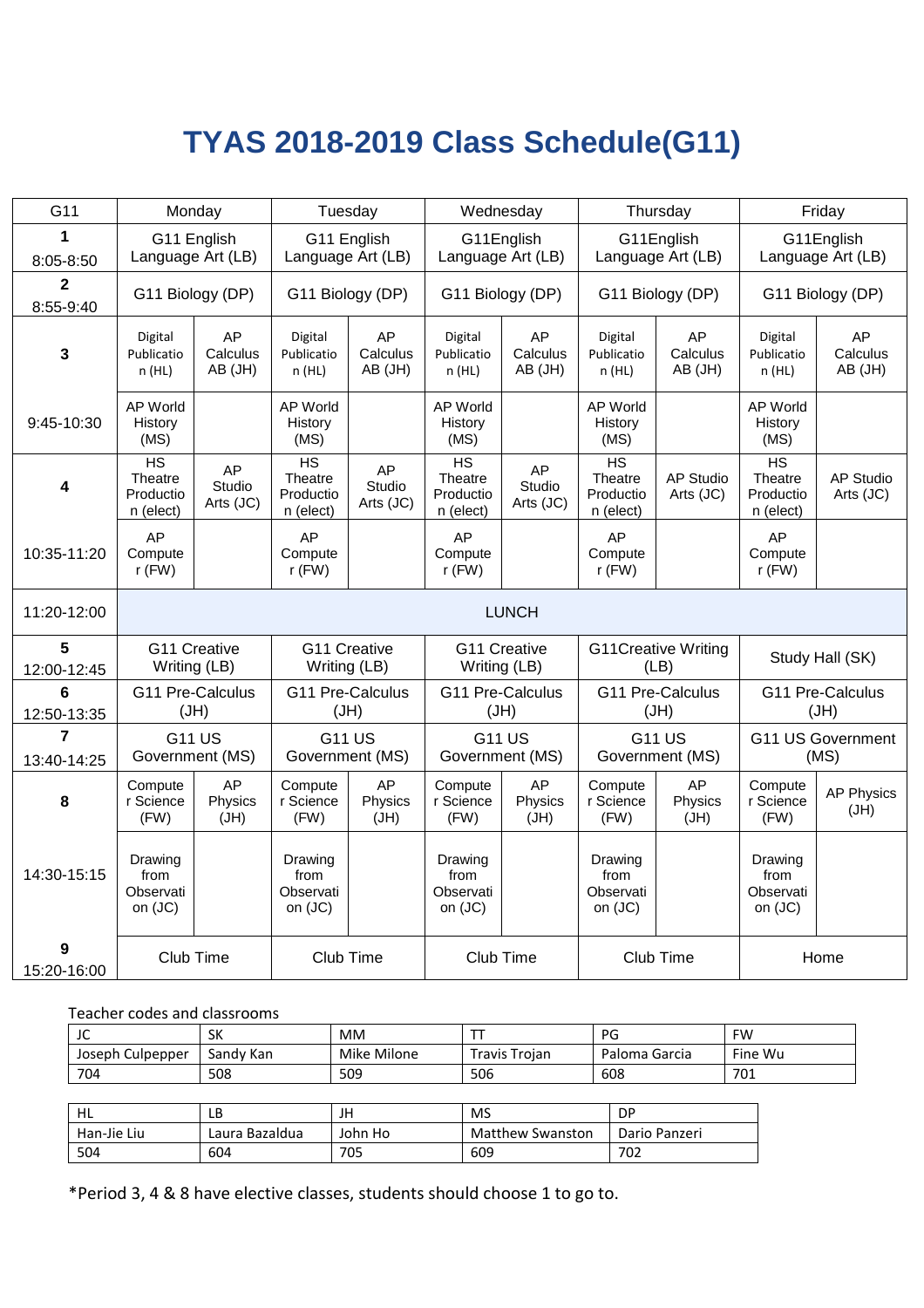# TYAS 2018-2019 Class Schedule(G11)

| G11 | Monday | | Tuesday | | Wednesday | | Thursday | | Friday | |
|---|---|---|---|---|---|---|---|---|---|---|
| 1<br>8:05-8:50 | G11 English Language Art (LB) | | G11 English Language Art (LB) | | G11English Language Art (LB) | | G11English Language Art (LB) | | G11English Language Art (LB) | |
| 2<br>8:55-9:40 | G11 Biology (DP) | | G11 Biology (DP) | | G11 Biology (DP) | | G11 Biology (DP) | | G11 Biology (DP) | |
| 3 | Digital Publication (HL) | AP Calculus AB (JH) | Digital Publication (HL) | AP Calculus AB (JH) | Digital Publication (HL) | AP Calculus AB (JH) | Digital Publication (HL) | AP Calculus AB (JH) | Digital Publication (HL) | AP Calculus AB (JH) |
| 9:45-10:30 | AP World History (MS) | | AP World History (MS) | | AP World History (MS) | | AP World History (MS) | | AP World History (MS) | |
| 4 | HS Theatre Production (elect) | AP Studio Arts (JC) | HS Theatre Production (elect) | AP Studio Arts (JC) | HS Theatre Production (elect) | AP Studio Arts (JC) | HS Theatre Production (elect) | AP Studio Arts (JC) | HS Theatre Production (elect) | AP Studio Arts (JC) |
| 10:35-11:20 | AP Computer (FW) | | AP Computer (FW) | | AP Computer (FW) | | AP Computer (FW) | | AP Computer (FW) | |
| 11:20-12:00 | LUNCH | | | | | | | | | |
| 5<br>12:00-12:45 | G11 Creative Writing (LB) | | G11 Creative Writing (LB) | | G11 Creative Writing (LB) | | G11Creative Writing (LB) | | Study Hall (SK) | |
| 6<br>12:50-13:35 | G11 Pre-Calculus (JH) | | G11 Pre-Calculus (JH) | | G11 Pre-Calculus (JH) | | G11 Pre-Calculus (JH) | | G11 Pre-Calculus (JH) | |
| 7<br>13:40-14:25 | G11 US Government (MS) | | G11 US Government (MS) | | G11 US Government (MS) | | G11 US Government (MS) | | G11 US Government (MS) | |
| 8 | Computer Science (FW) | AP Physics (JH) | Computer Science (FW) | AP Physics (JH) | Computer Science (FW) | AP Physics (JH) | Computer Science (FW) | AP Physics (JH) | Computer Science (FW) | AP Physics (JH) |
| 14:30-15:15 | Drawing from Observation (JC) | | Drawing from Observation (JC) | | Drawing from Observation (JC) | | Drawing from Observation (JC) | | Drawing from Observation (JC) | |
| 9<br>15:20-16:00 | Club Time | | Club Time | | Club Time | | Club Time | | Home | |

Teacher codes and classrooms

| JC | SK | MM | TT | PG | FW |
|---|---|---|---|---|---|
| Joseph Culpepper | Sandy Kan | Mike Milone | Travis Trojan | Paloma Garcia | Fine Wu |
| 704 | 508 | 509 | 506 | 608 | 701 |

| HL | LB | JH | MS | DP |
|---|---|---|---|---|
| Han-Jie Liu | Laura Bazaldua | John Ho | Matthew Swanston | Dario Panzeri |
| 504 | 604 | 705 | 609 | 702 |

*Period 3, 4 & 8 have elective classes, students should choose 1 to go to.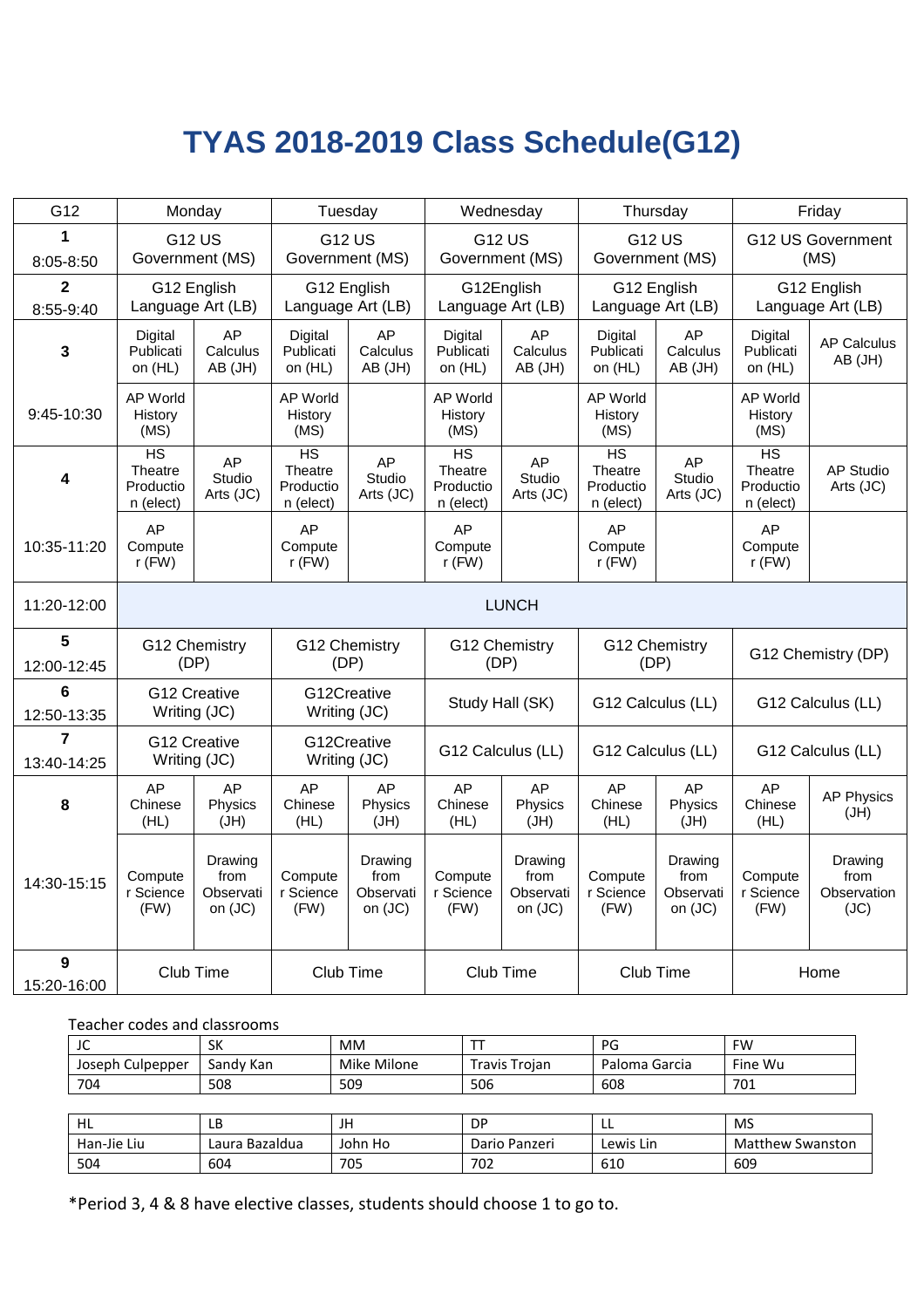# TYAS 2018-2019 Class Schedule(G12)

| G12 | Monday | | Tuesday | | Wednesday | | Thursday | | Friday | |
|---|---|---|---|---|---|---|---|---|---|---|
| **1** 8:05-8:50 | G12 US Government (MS) | | G12 US Government (MS) | | G12 US Government (MS) | | G12 US Government (MS) | | G12 US Government (MS) | |
| **2** 8:55-9:40 | G12 English Language Art (LB) | | G12 English Language Art (LB) | | G12English Language Art (LB) | | G12 English Language Art (LB) | | G12 English Language Art (LB) | |
| **3** | Digital Publication (HL) | AP Calculus AB (JH) | Digital Publication (HL) | AP Calculus AB (JH) | Digital Publication (HL) | AP Calculus AB (JH) | Digital Publication (HL) | AP Calculus AB (JH) | Digital Publication (HL) | AP Calculus AB (JH) |
| 9:45-10:30 | AP World History (MS) | | AP World History (MS) | | AP World History (MS) | | AP World History (MS) | | AP World History (MS) | |
| **4** | HS Theatre Production (elect) | AP Studio Arts (JC) | HS Theatre Production (elect) | AP Studio Arts (JC) | HS Theatre Production (elect) | AP Studio Arts (JC) | HS Theatre Production (elect) | AP Studio Arts (JC) | HS Theatre Production (elect) | AP Studio Arts (JC) |
| 10:35-11:20 | AP Computer (FW) | | AP Computer (FW) | | AP Computer (FW) | | AP Computer (FW) | | AP Computer (FW) | |
| 11:20-12:00 | LUNCH | | | | | | | | | |
| **5** 12:00-12:45 | G12 Chemistry (DP) | | G12 Chemistry (DP) | | G12 Chemistry (DP) | | G12 Chemistry (DP) | | G12 Chemistry (DP) | |
| **6** 12:50-13:35 | G12 Creative Writing (JC) | | G12Creative Writing (JC) | | Study Hall (SK) | | G12 Calculus (LL) | | G12 Calculus (LL) | |
| **7** 13:40-14:25 | G12 Creative Writing (JC) | | G12Creative Writing (JC) | | G12 Calculus (LL) | | G12 Calculus (LL) | | G12 Calculus (LL) | |
| **8** | AP Chinese (HL) | AP Physics (JH) | AP Chinese (HL) | AP Physics (JH) | AP Chinese (HL) | AP Physics (JH) | AP Chinese (HL) | AP Physics (JH) | AP Chinese (HL) | AP Physics (JH) |
| 14:30-15:15 | Computer Science (FW) | Drawing from Observation (JC) | Computer Science (FW) | Drawing from Observation (JC) | Computer Science (FW) | Drawing from Observation (JC) | Computer Science (FW) | Drawing from Observation (JC) | Computer Science (FW) | Drawing from Observation (JC) |
| **9** 15:20-16:00 | Club Time | | Club Time | | Club Time | | Club Time | | Home | |

Teacher codes and classrooms

| JC | SK | MM | TT | PG | FW |
|---|---|---|---|---|---|
| Joseph Culpepper | Sandy Kan | Mike Milone | Travis Trojan | Paloma Garcia | Fine Wu |
| 704 | 508 | 509 | 506 | 608 | 701 |

| HL | LB | JH | DP | LL | MS |
|---|---|---|---|---|---|
| Han-Jie Liu | Laura Bazaldua | John Ho | Dario Panzeri | Lewis Lin | Matthew Swanston |
| 504 | 604 | 705 | 702 | 610 | 609 |

*Period 3, 4 & 8 have elective classes, students should choose 1 to go to.